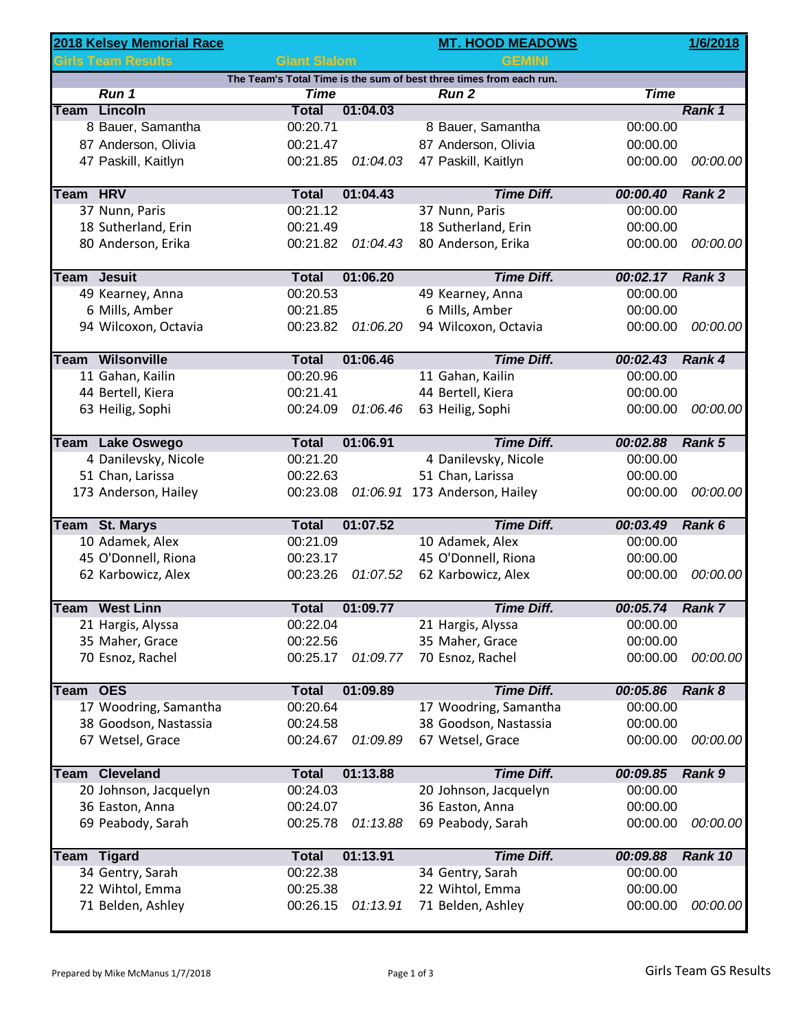| 2018 Kelsey Memorial Race | | | MT. HOOD MEADOWS | | 1/6/2018 |
|---|---|---|---|---|---|
| Girls Team Results | Giant Slalom | | GEMINI | | |

The Team's Total Time is the sum of best three times from each run.

| Run 1 | Time | | Run 2 | Time | |
|---|---|---|---|---|---|
| **Team Lincoln** | **Total** | **01:04.03** | | | **Rank 1** |
| 8 Bauer, Samantha | 00:20.71 | | 8 Bauer, Samantha | 00:00.00 | |
| 87 Anderson, Olivia | 00:21.47 | | 87 Anderson, Olivia | 00:00.00 | |
| 47 Paskill, Kaitlyn | 00:21.85 | *01:04.03* | 47 Paskill, Kaitlyn | 00:00.00 | *00:00.00* |
| **Team HRV** | **Total** | **01:04.43** | ***Time Diff.*** | ***00:00.40*** | **Rank 2** |
| 37 Nunn, Paris | 00:21.12 | | 37 Nunn, Paris | 00:00.00 | |
| 18 Sutherland, Erin | 00:21.49 | | 18 Sutherland, Erin | 00:00.00 | |
| 80 Anderson, Erika | 00:21.82 | *01:04.43* | 80 Anderson, Erika | 00:00.00 | *00:00.00* |
| **Team Jesuit** | **Total** | **01:06.20** | ***Time Diff.*** | ***00:02.17*** | **Rank 3** |
| 49 Kearney, Anna | 00:20.53 | | 49 Kearney, Anna | 00:00.00 | |
| 6 Mills, Amber | 00:21.85 | | 6 Mills, Amber | 00:00.00 | |
| 94 Wilcoxon, Octavia | 00:23.82 | *01:06.20* | 94 Wilcoxon, Octavia | 00:00.00 | *00:00.00* |
| **Team Wilsonville** | **Total** | **01:06.46** | ***Time Diff.*** | ***00:02.43*** | **Rank 4** |
| 11 Gahan, Kailin | 00:20.96 | | 11 Gahan, Kailin | 00:00.00 | |
| 44 Bertell, Kiera | 00:21.41 | | 44 Bertell, Kiera | 00:00.00 | |
| 63 Heilig, Sophi | 00:24.09 | *01:06.46* | 63 Heilig, Sophi | 00:00.00 | *00:00.00* |
| **Team Lake Oswego** | **Total** | **01:06.91** | ***Time Diff.*** | ***00:02.88*** | **Rank 5** |
| 4 Danilevsky, Nicole | 00:21.20 | | 4 Danilevsky, Nicole | 00:00.00 | |
| 51 Chan, Larissa | 00:22.63 | | 51 Chan, Larissa | 00:00.00 | |
| 173 Anderson, Hailey | 00:23.08 | *01:06.91* | 173 Anderson, Hailey | 00:00.00 | *00:00.00* |
| **Team St. Marys** | **Total** | **01:07.52** | ***Time Diff.*** | ***00:03.49*** | **Rank 6** |
| 10 Adamek, Alex | 00:21.09 | | 10 Adamek, Alex | 00:00.00 | |
| 45 O'Donnell, Riona | 00:23.17 | | 45 O'Donnell, Riona | 00:00.00 | |
| 62 Karbowicz, Alex | 00:23.26 | *01:07.52* | 62 Karbowicz, Alex | 00:00.00 | *00:00.00* |
| **Team West Linn** | **Total** | **01:09.77** | ***Time Diff.*** | ***00:05.74*** | **Rank 7** |
| 21 Hargis, Alyssa | 00:22.04 | | 21 Hargis, Alyssa | 00:00.00 | |
| 35 Maher, Grace | 00:22.56 | | 35 Maher, Grace | 00:00.00 | |
| 70 Esnoz, Rachel | 00:25.17 | *01:09.77* | 70 Esnoz, Rachel | 00:00.00 | *00:00.00* |
| **Team OES** | **Total** | **01:09.89** | ***Time Diff.*** | ***00:05.86*** | **Rank 8** |
| 17 Woodring, Samantha | 00:20.64 | | 17 Woodring, Samantha | 00:00.00 | |
| 38 Goodson, Nastassia | 00:24.58 | | 38 Goodson, Nastassia | 00:00.00 | |
| 67 Wetsel, Grace | 00:24.67 | *01:09.89* | 67 Wetsel, Grace | 00:00.00 | *00:00.00* |
| **Team Cleveland** | **Total** | **01:13.88** | ***Time Diff.*** | ***00:09.85*** | **Rank 9** |
| 20 Johnson, Jacquelyn | 00:24.03 | | 20 Johnson, Jacquelyn | 00:00.00 | |
| 36 Easton, Anna | 00:24.07 | | 36 Easton, Anna | 00:00.00 | |
| 69 Peabody, Sarah | 00:25.78 | *01:13.88* | 69 Peabody, Sarah | 00:00.00 | *00:00.00* |
| **Team Tigard** | **Total** | **01:13.91** | ***Time Diff.*** | ***00:09.88*** | **Rank 10** |
| 34 Gentry, Sarah | 00:22.38 | | 34 Gentry, Sarah | 00:00.00 | |
| 22 Wihtol, Emma | 00:25.38 | | 22 Wihtol, Emma | 00:00.00 | |
| 71 Belden, Ashley | 00:26.15 | *01:13.91* | 71 Belden, Ashley | 00:00.00 | *00:00.00* |

Prepared by Mike McManus 1/7/2018

Girls Team GS Results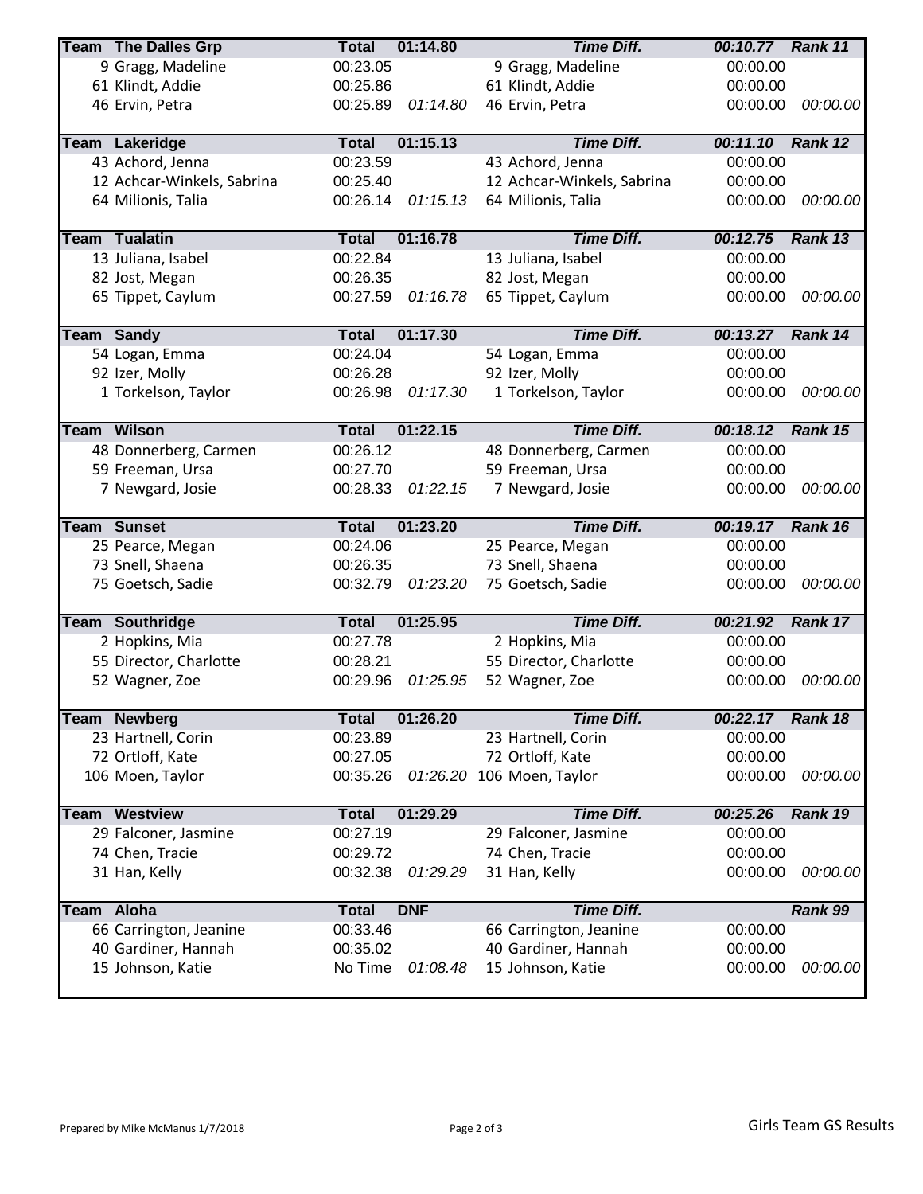| Team | The Dalles Grp | Total | 01:14.80 | | Time Diff. | 00:10.77 | Rank 11 |
|---|---|---|---|---|---|---|---|
| 9 | Gragg, Madeline | 00:23.05 | | 9 Gragg, Madeline | | 00:00.00 | |
| 61 | Klindt, Addie | 00:25.86 | | 61 Klindt, Addie | | 00:00.00 | |
| 46 | Ervin, Petra | 00:25.89 | *01:14.80* | 46 Ervin, Petra | | 00:00.00 | *00:00.00* |
| **Team** | **Lakeridge** | **Total** | **01:15.13** | | ***Time Diff.*** | ***00:11.10*** | ***Rank 12*** |
| 43 | Achord, Jenna | 00:23.59 | | 43 Achord, Jenna | | 00:00.00 | |
| 12 | Achcar-Winkels, Sabrina | 00:25.40 | | 12 Achcar-Winkels, Sabrina | | 00:00.00 | |
| 64 | Milionis, Talia | 00:26.14 | *01:15.13* | 64 Milionis, Talia | | 00:00.00 | *00:00.00* |
| **Team** | **Tualatin** | **Total** | **01:16.78** | | ***Time Diff.*** | ***00:12.75*** | ***Rank 13*** |
| 13 | Juliana, Isabel | 00:22.84 | | 13 Juliana, Isabel | | 00:00.00 | |
| 82 | Jost, Megan | 00:26.35 | | 82 Jost, Megan | | 00:00.00 | |
| 65 | Tippet, Caylum | 00:27.59 | *01:16.78* | 65 Tippet, Caylum | | 00:00.00 | *00:00.00* |
| **Team** | **Sandy** | **Total** | **01:17.30** | | ***Time Diff.*** | ***00:13.27*** | ***Rank 14*** |
| 54 | Logan, Emma | 00:24.04 | | 54 Logan, Emma | | 00:00.00 | |
| 92 | Izer, Molly | 00:26.28 | | 92 Izer, Molly | | 00:00.00 | |
| 1 | Torkelson, Taylor | 00:26.98 | *01:17.30* | 1 Torkelson, Taylor | | 00:00.00 | *00:00.00* |
| **Team** | **Wilson** | **Total** | **01:22.15** | | ***Time Diff.*** | ***00:18.12*** | ***Rank 15*** |
| 48 | Donnerberg, Carmen | 00:26.12 | | 48 Donnerberg, Carmen | | 00:00.00 | |
| 59 | Freeman, Ursa | 00:27.70 | | 59 Freeman, Ursa | | 00:00.00 | |
| 7 | Newgard, Josie | 00:28.33 | *01:22.15* | 7 Newgard, Josie | | 00:00.00 | *00:00.00* |
| **Team** | **Sunset** | **Total** | **01:23.20** | | ***Time Diff.*** | ***00:19.17*** | ***Rank 16*** |
| 25 | Pearce, Megan | 00:24.06 | | 25 Pearce, Megan | | 00:00.00 | |
| 73 | Snell, Shaena | 00:26.35 | | 73 Snell, Shaena | | 00:00.00 | |
| 75 | Goetsch, Sadie | 00:32.79 | *01:23.20* | 75 Goetsch, Sadie | | 00:00.00 | *00:00.00* |
| **Team** | **Southridge** | **Total** | **01:25.95** | | ***Time Diff.*** | ***00:21.92*** | ***Rank 17*** |
| 2 | Hopkins, Mia | 00:27.78 | | 2 Hopkins, Mia | | 00:00.00 | |
| 55 | Director, Charlotte | 00:28.21 | | 55 Director, Charlotte | | 00:00.00 | |
| 52 | Wagner, Zoe | 00:29.96 | *01:25.95* | 52 Wagner, Zoe | | 00:00.00 | *00:00.00* |
| **Team** | **Newberg** | **Total** | **01:26.20** | | ***Time Diff.*** | ***00:22.17*** | ***Rank 18*** |
| 23 | Hartnell, Corin | 00:23.89 | | 23 Hartnell, Corin | | 00:00.00 | |
| 72 | Ortloff, Kate | 00:27.05 | | 72 Ortloff, Kate | | 00:00.00 | |
| 106 | Moen, Taylor | 00:35.26 | *01:26.20* | 106 Moen, Taylor | | 00:00.00 | *00:00.00* |
| **Team** | **Westview** | **Total** | **01:29.29** | | ***Time Diff.*** | ***00:25.26*** | ***Rank 19*** |
| 29 | Falconer, Jasmine | 00:27.19 | | 29 Falconer, Jasmine | | 00:00.00 | |
| 74 | Chen, Tracie | 00:29.72 | | 74 Chen, Tracie | | 00:00.00 | |
| 31 | Han, Kelly | 00:32.38 | *01:29.29* | 31 Han, Kelly | | 00:00.00 | *00:00.00* |
| **Team** | **Aloha** | **Total** | **DNF** | | ***Time Diff.*** | | ***Rank 99*** |
| 66 | Carrington, Jeanine | 00:33.46 | | 66 Carrington, Jeanine | | 00:00.00 | |
| 40 | Gardiner, Hannah | 00:35.02 | | 40 Gardiner, Hannah | | 00:00.00 | |
| 15 | Johnson, Katie | No Time | *01:08.48* | 15 Johnson, Katie | | 00:00.00 | *00:00.00* |

Prepared by Mike McManus 1/7/2018

Girls Team GS Results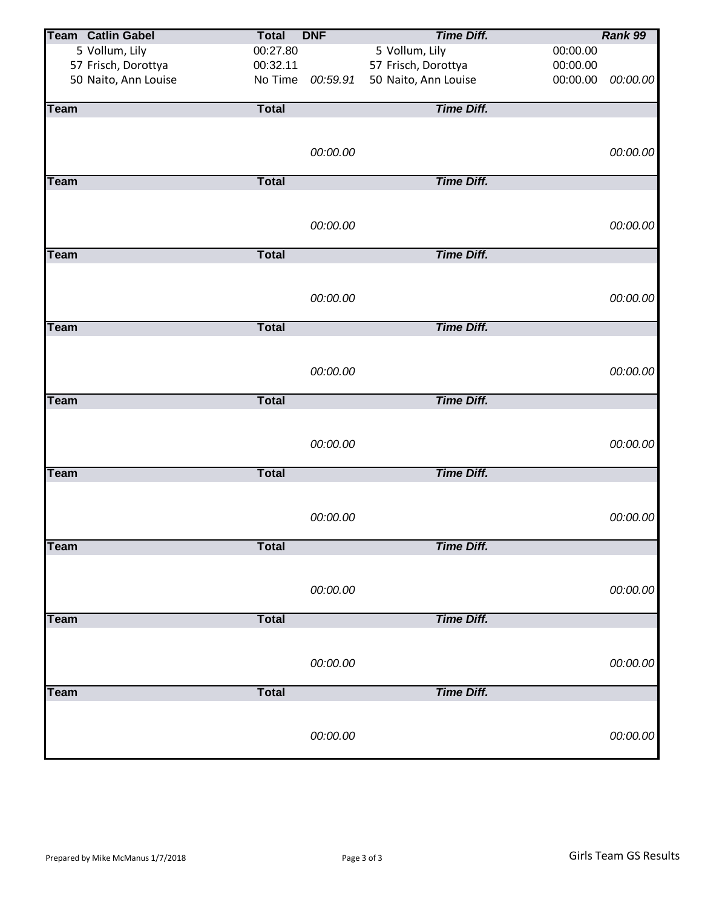| Team Catlin Gabel | Total | DNF | Time Diff. | | Rank 99 |
|---|---|---|---|---|---|
| 5 Vollum, Lily | 00:27.80 | | 5 Vollum, Lily | 00:00.00 | |
| 57 Frisch, Dorottya | 00:32.11 | | 57 Frisch, Dorottya | 00:00.00 | |
| 50 Naito, Ann Louise | No Time | *00:59.91* | 50 Naito, Ann Louise | 00:00.00 | *00:00.00* |

| Team | Total | | Time Diff. | | |
|---|---|---|---|---|---|
| | | | | | |
| | | | | | |
| | | *00:00.00* | | | *00:00.00* |

| Team | Total | | Time Diff. | | |
|---|---|---|---|---|---|
| | | | | | |
| | | | | | |
| | | *00:00.00* | | | *00:00.00* |

| Team | Total | | Time Diff. | | |
|---|---|---|---|---|---|
| | | | | | |
| | | | | | |
| | | *00:00.00* | | | *00:00.00* |

| Team | Total | | Time Diff. | | |
|---|---|---|---|---|---|
| | | | | | |
| | | | | | |
| | | *00:00.00* | | | *00:00.00* |

| Team | Total | | Time Diff. | | |
|---|---|---|---|---|---|
| | | | | | |
| | | | | | |
| | | *00:00.00* | | | *00:00.00* |

| Team | Total | | Time Diff. | | |
|---|---|---|---|---|---|
| | | | | | |
| | | | | | |
| | | *00:00.00* | | | *00:00.00* |

| Team | Total | | Time Diff. | | |
|---|---|---|---|---|---|
| | | | | | |
| | | | | | |
| | | *00:00.00* | | | *00:00.00* |

| Team | Total | | Time Diff. | | |
|---|---|---|---|---|---|
| | | | | | |
| | | | | | |
| | | *00:00.00* | | | *00:00.00* |

| Team | Total | | Time Diff. | | |
|---|---|---|---|---|---|
| | | | | | |
| | | | | | |
| | | *00:00.00* | | | *00:00.00* |

Prepared by Mike McManus 1/7/2018

Girls Team GS Results